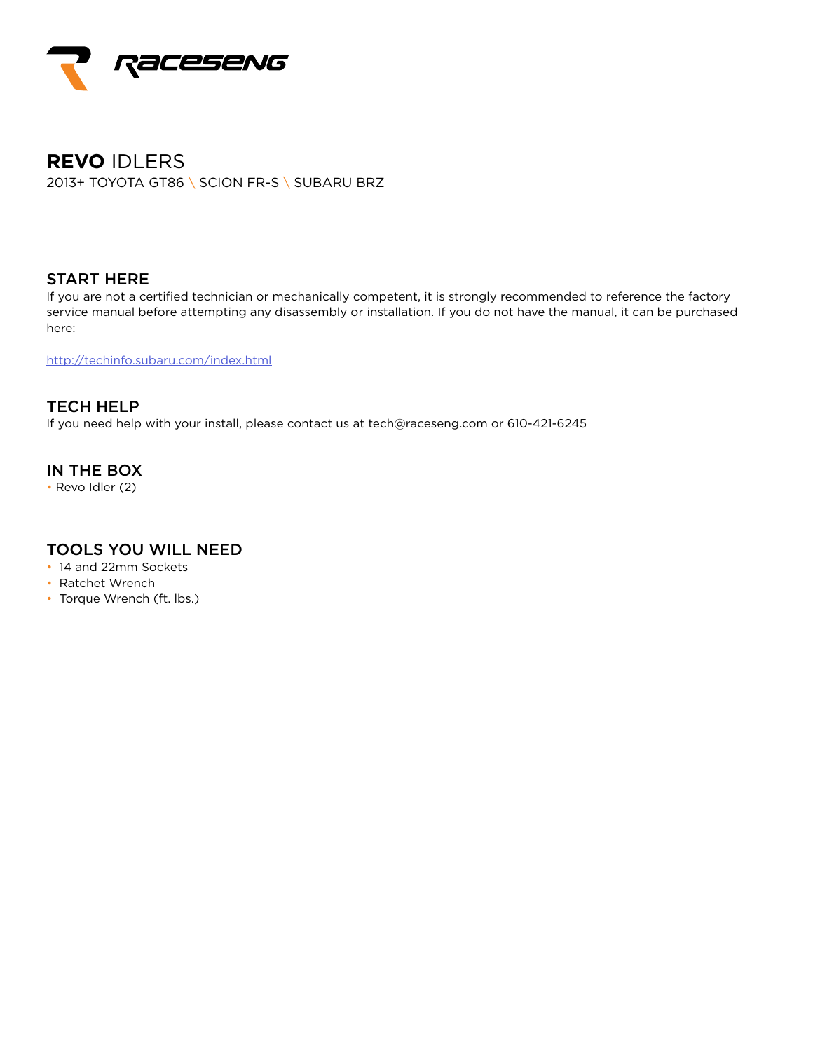RACESENG

# **REVO** IDLERS

2013+ TOYOTA GT86 \ SCION FR-S \ SUBARU BRZ

## START HERE

If you are not a certified technician or mechanically competent, it is strongly recommended to reference the factory service manual before attempting any disassembly or installation. If you do not have the manual, it can be purchased here:

http://techinfo.subaru.com/index.html

## TECH HELP

If you need help with your install, please contact us at tech@raceseng.com or 610-421-6245

## IN THE BOX

- Revo Idler (2)

## TOOLS YOU WILL NEED

- 14 and 22mm Sockets
- Ratchet Wrench
- Torque Wrench (ft. lbs.)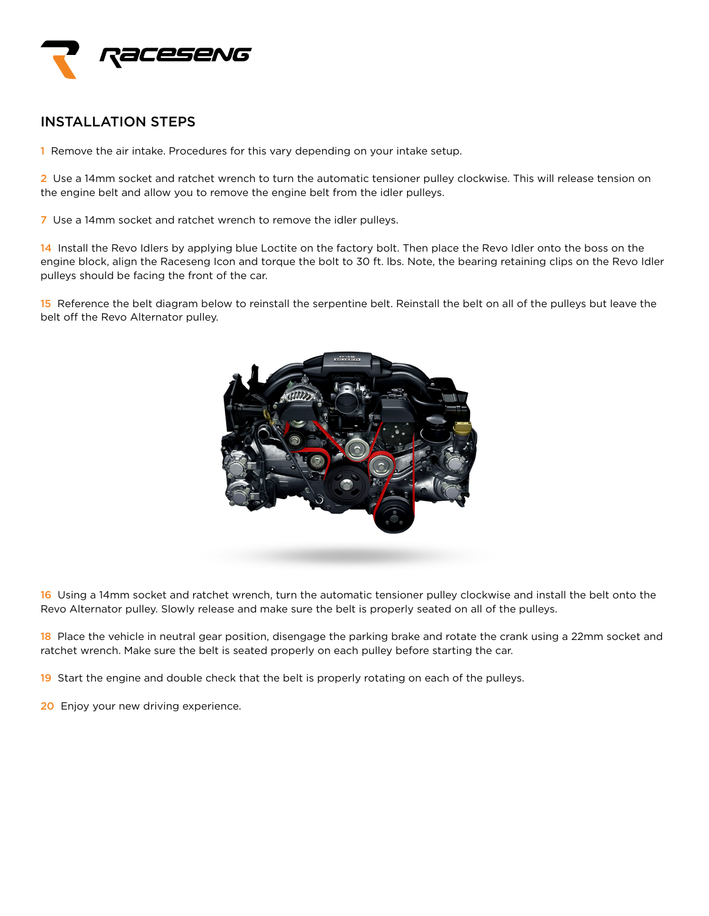## INSTALLATION STEPS

1 Remove the air intake. Procedures for this vary depending on your intake setup.

2 Use a 14mm socket and ratchet wrench to turn the automatic tensioner pulley clockwise. This will release tension on the engine belt and allow you to remove the engine belt from the idler pulleys.

7 Use a 14mm socket and ratchet wrench to remove the idler pulleys.

14 Install the Revo Idlers by applying blue Loctite on the factory bolt. Then place the Revo Idler onto the boss on the engine block, align the Raceseng Icon and torque the bolt to 30 ft. lbs. Note, the bearing retaining clips on the Revo Idler pulleys should be facing the front of the car.

15 Reference the belt diagram below to reinstall the serpentine belt. Reinstall the belt on all of the pulleys but leave the belt off the Revo Alternator pulley.

16 Using a 14mm socket and ratchet wrench, turn the automatic tensioner pulley clockwise and install the belt onto the Revo Alternator pulley. Slowly release and make sure the belt is properly seated on all of the pulleys.

18 Place the vehicle in neutral gear position, disengage the parking brake and rotate the crank using a 22mm socket and ratchet wrench. Make sure the belt is seated properly on each pulley before starting the car.

19 Start the engine and double check that the belt is properly rotating on each of the pulleys.

20 Enjoy your new driving experience.